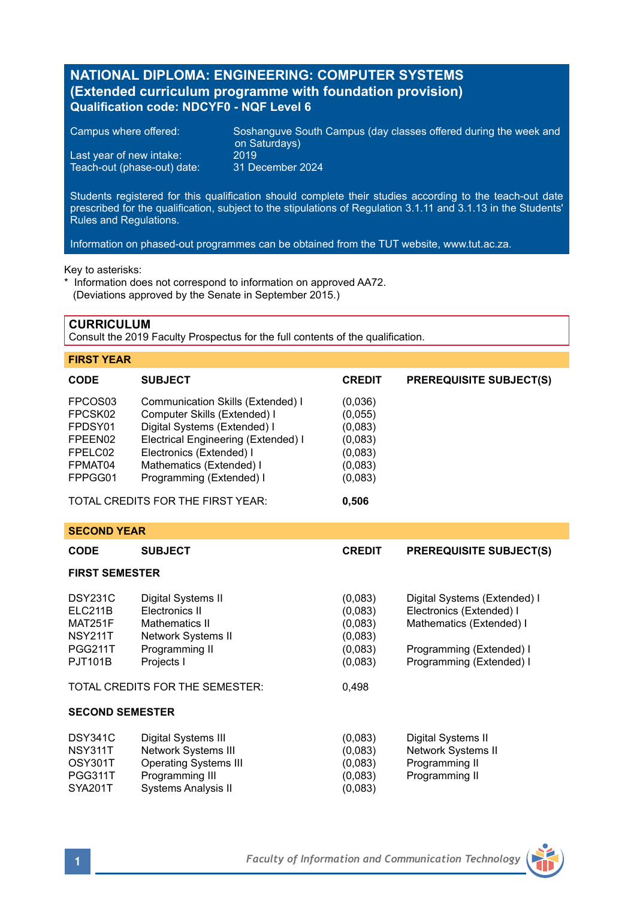# NATIONAL DIPLOMA: ENGINEERING: COMPUTER SYSTEMS
## (Extended curriculum programme with foundation provision)
**Qualification code: NDCYF0 - NQF Level 6**

| | |
|---|---|
| Campus where offered: | Soshanguve South Campus (day classes offered during the week and on Saturdays) |
| Last year of new intake: | 2019 |
| Teach-out (phase-out) date: | 31 December 2024 |

Students registered for this qualification should complete their studies according to the teach-out date prescribed for the qualification, subject to the stipulations of Regulation 3.1.11 and 3.1.13 in the Students' Rules and Regulations.

Information on phased-out programmes can be obtained from the TUT website, www.tut.ac.za.

Key to asterisks:
* Information does not correspond to information on approved AA72. (Deviations approved by the Senate in September 2015.)

## CURRICULUM

Consult the 2019 Faculty Prospectus for the full contents of the qualification.

### FIRST YEAR

| CODE | SUBJECT | CREDIT | PREREQUISITE SUBJECT(S) |
|---|---|---|---|
| FPCOS03 | Communication Skills (Extended) I | (0,036) | |
| FPCSK02 | Computer Skills (Extended) I | (0,055) | |
| FPDSY01 | Digital Systems (Extended) I | (0,083) | |
| FPEEN02 | Electrical Engineering (Extended) I | (0,083) | |
| FPELC02 | Electronics (Extended) I | (0,083) | |
| FPMAT04 | Mathematics (Extended) I | (0,083) | |
| FPPGG01 | Programming (Extended) I | (0,083) | |
| TOTAL CREDITS FOR THE FIRST YEAR: | | **0,506** | |

### SECOND YEAR

| CODE | SUBJECT | CREDIT | PREREQUISITE SUBJECT(S) |
|---|---|---|---|
| **FIRST SEMESTER** | | | |
| DSY231C | Digital Systems II | (0,083) | Digital Systems (Extended) I |
| ELC211B | Electronics II | (0,083) | Electronics (Extended) I |
| MAT251F | Mathematics II | (0,083) | Mathematics (Extended) I |
| NSY211T | Network Systems II | (0,083) | |
| PGG211T | Programming II | (0,083) | Programming (Extended) I |
| PJT101B | Projects I | (0,083) | Programming (Extended) I |
| TOTAL CREDITS FOR THE SEMESTER: | | 0,498 | |
| **SECOND SEMESTER** | | | |
| DSY341C | Digital Systems III | (0,083) | Digital Systems II |
| NSY311T | Network Systems III | (0,083) | Network Systems II |
| OSY301T | Operating Systems III | (0,083) | Programming II |
| PGG311T | Programming III | (0,083) | Programming II |
| SYA201T | Systems Analysis II | (0,083) | |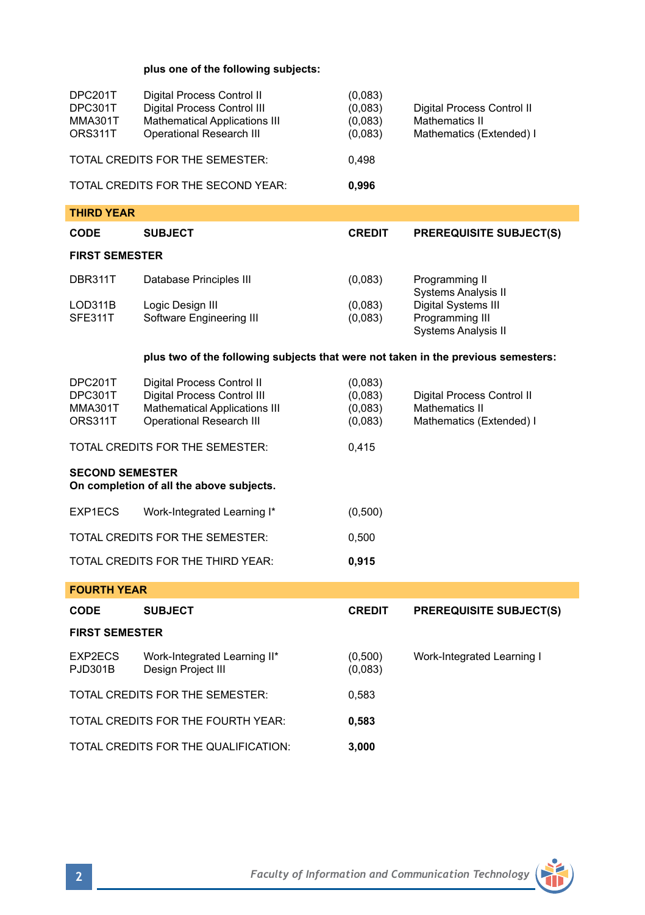**plus one of the following subjects:**

| | | | |
|---|---|---|---|
| DPC201T | Digital Process Control II | (0,083) | |
| DPC301T | Digital Process Control III | (0,083) | Digital Process Control II |
| MMA301T | Mathematical Applications III | (0,083) | Mathematics II |
| ORS311T | Operational Research III | (0,083) | Mathematics (Extended) I |
| TOTAL CREDITS FOR THE SEMESTER: | | 0,498 | |
| TOTAL CREDITS FOR THE SECOND YEAR: | | **0,996** | |

## THIRD YEAR

| CODE | SUBJECT | CREDIT | PREREQUISITE SUBJECT(S) |
|---|---|---|---|
| **FIRST SEMESTER** | | | |
| DBR311T | Database Principles III | (0,083) | Programming II<br>Systems Analysis II |
| LOD311B | Logic Design III | (0,083) | Digital Systems III |
| SFE311T | Software Engineering III | (0,083) | Programming III<br>Systems Analysis II |
| | **plus two of the following subjects that were not taken in the previous semesters:** | | |
| DPC201T | Digital Process Control II | (0,083) | |
| DPC301T | Digital Process Control III | (0,083) | Digital Process Control II |
| MMA301T | Mathematical Applications III | (0,083) | Mathematics II |
| ORS311T | Operational Research III | (0,083) | Mathematics (Extended) I |
| TOTAL CREDITS FOR THE SEMESTER: | | 0,415 | |
| **SECOND SEMESTER**<br>**On completion of all the above subjects.** | | | |
| EXP1ECS | Work-Integrated Learning I* | (0,500) | |
| TOTAL CREDITS FOR THE SEMESTER: | | 0,500 | |
| TOTAL CREDITS FOR THE THIRD YEAR: | | **0,915** | |

## FOURTH YEAR

| CODE | SUBJECT | CREDIT | PREREQUISITE SUBJECT(S) |
|---|---|---|---|
| **FIRST SEMESTER** | | | |
| EXP2ECS | Work-Integrated Learning II* | (0,500) | Work-Integrated Learning I |
| PJD301B | Design Project III | (0,083) | |
| TOTAL CREDITS FOR THE SEMESTER: | | 0,583 | |
| TOTAL CREDITS FOR THE FOURTH YEAR: | | **0,583** | |
| TOTAL CREDITS FOR THE QUALIFICATION: | | **3,000** | |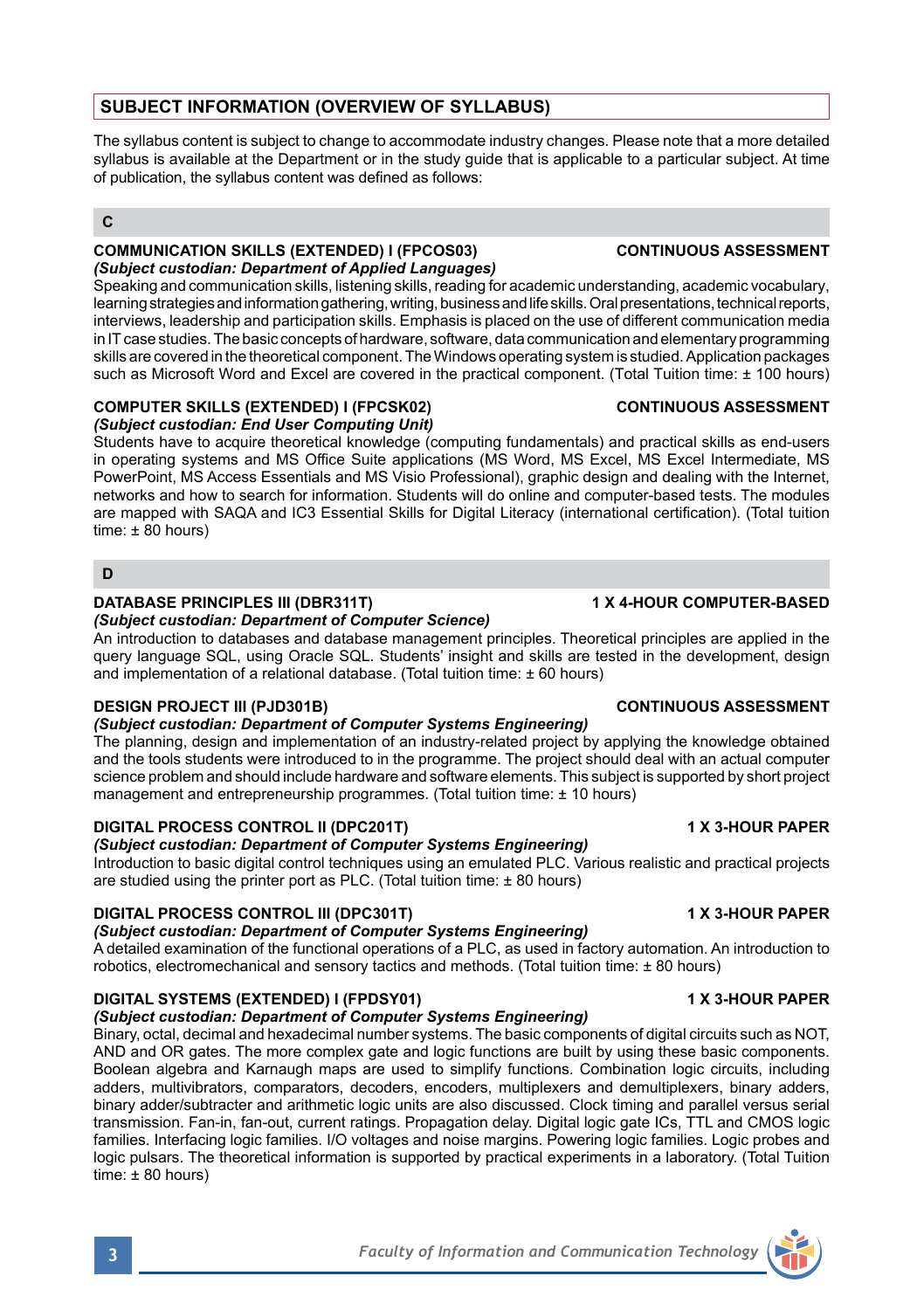## SUBJECT INFORMATION (OVERVIEW OF SYLLABUS)

The syllabus content is subject to change to accommodate industry changes. Please note that a more detailed syllabus is available at the Department or in the study guide that is applicable to a particular subject. At time of publication, the syllabus content was defined as follows:

### C

**COMMUNICATION SKILLS (EXTENDED) I (FPCOS03) — CONTINUOUS ASSESSMENT**
***(Subject custodian: Department of Applied Languages)***
Speaking and communication skills, listening skills, reading for academic understanding, academic vocabulary, learning strategies and information gathering, writing, business and life skills. Oral presentations, technical reports, interviews, leadership and participation skills. Emphasis is placed on the use of different communication media in IT case studies. The basic concepts of hardware, software, data communication and elementary programming skills are covered in the theoretical component. The Windows operating system is studied. Application packages such as Microsoft Word and Excel are covered in the practical component. (Total Tuition time: ± 100 hours)

**COMPUTER SKILLS (EXTENDED) I (FPCSK02) — CONTINUOUS ASSESSMENT**
***(Subject custodian: End User Computing Unit)***
Students have to acquire theoretical knowledge (computing fundamentals) and practical skills as end-users in operating systems and MS Office Suite applications (MS Word, MS Excel, MS Excel Intermediate, MS PowerPoint, MS Access Essentials and MS Visio Professional), graphic design and dealing with the Internet, networks and how to search for information. Students will do online and computer-based tests. The modules are mapped with SAQA and IC3 Essential Skills for Digital Literacy (international certification). (Total tuition time: ± 80 hours)

### D

**DATABASE PRINCIPLES III (DBR311T) — 1 X 4-HOUR COMPUTER-BASED**
***(Subject custodian: Department of Computer Science)***
An introduction to databases and database management principles. Theoretical principles are applied in the query language SQL, using Oracle SQL. Students' insight and skills are tested in the development, design and implementation of a relational database. (Total tuition time: ± 60 hours)

**DESIGN PROJECT III (PJD301B) — CONTINUOUS ASSESSMENT**
***(Subject custodian: Department of Computer Systems Engineering)***
The planning, design and implementation of an industry-related project by applying the knowledge obtained and the tools students were introduced to in the programme. The project should deal with an actual computer science problem and should include hardware and software elements. This subject is supported by short project management and entrepreneurship programmes. (Total tuition time: ± 10 hours)

**DIGITAL PROCESS CONTROL II (DPC201T) — 1 X 3-HOUR PAPER**
***(Subject custodian: Department of Computer Systems Engineering)***
Introduction to basic digital control techniques using an emulated PLC. Various realistic and practical projects are studied using the printer port as PLC. (Total tuition time: ± 80 hours)

**DIGITAL PROCESS CONTROL III (DPC301T) — 1 X 3-HOUR PAPER**
***(Subject custodian: Department of Computer Systems Engineering)***
A detailed examination of the functional operations of a PLC, as used in factory automation. An introduction to robotics, electromechanical and sensory tactics and methods. (Total tuition time: ± 80 hours)

**DIGITAL SYSTEMS (EXTENDED) I (FPDSY01) — 1 X 3-HOUR PAPER**
***(Subject custodian: Department of Computer Systems Engineering)***
Binary, octal, decimal and hexadecimal number systems. The basic components of digital circuits such as NOT, AND and OR gates. The more complex gate and logic functions are built by using these basic components. Boolean algebra and Karnaugh maps are used to simplify functions. Combination logic circuits, including adders, multivibrators, comparators, decoders, encoders, multiplexers and demultiplexers, binary adders, binary adder/subtracter and arithmetic logic units are also discussed. Clock timing and parallel versus serial transmission. Fan-in, fan-out, current ratings. Propagation delay. Digital logic gate ICs, TTL and CMOS logic families. Interfacing logic families. I/O voltages and noise margins. Powering logic families. Logic probes and logic pulsars. The theoretical information is supported by practical experiments in a laboratory. (Total Tuition time: ± 80 hours)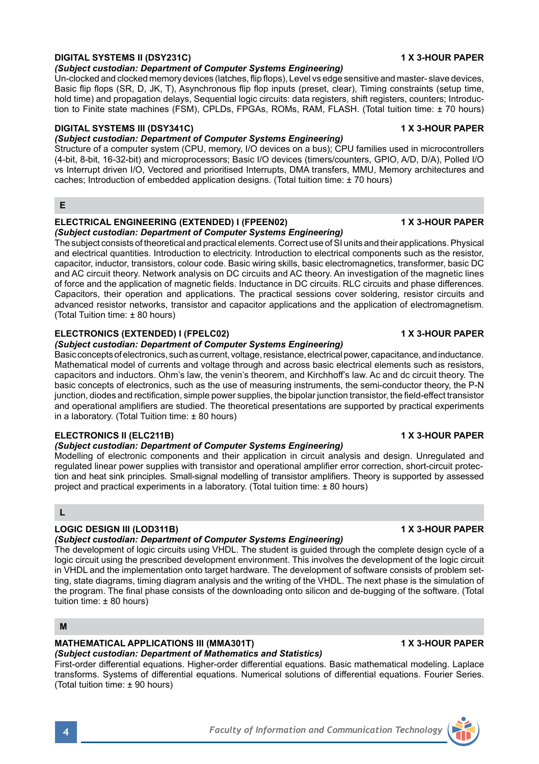### DIGITAL SYSTEMS II (DSY231C) — 1 X 3-HOUR PAPER

*(Subject custodian: Department of Computer Systems Engineering)*

Un-clocked and clocked memory devices (latches, flip flops), Level vs edge sensitive and master- slave devices, Basic flip flops (SR, D, JK, T), Asynchronous flip flop inputs (preset, clear), Timing constraints (setup time, hold time) and propagation delays, Sequential logic circuits: data registers, shift registers, counters; Introduction to Finite state machines (FSM), CPLDs, FPGAs, ROMs, RAM, FLASH. (Total tuition time: ± 70 hours)

### DIGITAL SYSTEMS III (DSY341C) — 1 X 3-HOUR PAPER

*(Subject custodian: Department of Computer Systems Engineering)*

Structure of a computer system (CPU, memory, I/O devices on a bus); CPU families used in microcontrollers (4-bit, 8-bit, 16-32-bit) and microprocessors; Basic I/O devices (timers/counters, GPIO, A/D, D/A), Polled I/O vs Interrupt driven I/O, Vectored and prioritised Interrupts, DMA transfers, MMU, Memory architectures and caches; Introduction of embedded application designs. (Total tuition time: ± 70 hours)

## E

### ELECTRICAL ENGINEERING (EXTENDED) I (FPEEN02) — 1 X 3-HOUR PAPER

*(Subject custodian: Department of Computer Systems Engineering)*

The subject consists of theoretical and practical elements. Correct use of SI units and their applications. Physical and electrical quantities. Introduction to electricity. Introduction to electrical components such as the resistor, capacitor, inductor, transistors, colour code. Basic wiring skills, basic electromagnetics, transformer, basic DC and AC circuit theory. Network analysis on DC circuits and AC theory. An investigation of the magnetic lines of force and the application of magnetic fields. Inductance in DC circuits. RLC circuits and phase differences. Capacitors, their operation and applications. The practical sessions cover soldering, resistor circuits and advanced resistor networks, transistor and capacitor applications and the application of electromagnetism. (Total Tuition time: ± 80 hours)

### ELECTRONICS (EXTENDED) I (FPELC02) — 1 X 3-HOUR PAPER

*(Subject custodian: Department of Computer Systems Engineering)*

Basic concepts of electronics, such as current, voltage, resistance, electrical power, capacitance, and inductance. Mathematical model of currents and voltage through and across basic electrical elements such as resistors, capacitors and inductors. Ohm's law, the venin's theorem, and Kirchhoff's law. Ac and dc circuit theory. The basic concepts of electronics, such as the use of measuring instruments, the semi-conductor theory, the P-N junction, diodes and rectification, simple power supplies, the bipolar junction transistor, the field-effect transistor and operational amplifiers are studied. The theoretical presentations are supported by practical experiments in a laboratory. (Total Tuition time: ± 80 hours)

### ELECTRONICS II (ELC211B) — 1 X 3-HOUR PAPER

*(Subject custodian: Department of Computer Systems Engineering)*

Modelling of electronic components and their application in circuit analysis and design. Unregulated and regulated linear power supplies with transistor and operational amplifier error correction, short-circuit protection and heat sink principles. Small-signal modelling of transistor amplifiers. Theory is supported by assessed project and practical experiments in a laboratory. (Total tuition time: ± 80 hours)

## L

### LOGIC DESIGN III (LOD311B) — 1 X 3-HOUR PAPER

*(Subject custodian: Department of Computer Systems Engineering)*

The development of logic circuits using VHDL. The student is guided through the complete design cycle of a logic circuit using the prescribed development environment. This involves the development of the logic circuit in VHDL and the implementation onto target hardware. The development of software consists of problem setting, state diagrams, timing diagram analysis and the writing of the VHDL. The next phase is the simulation of the program. The final phase consists of the downloading onto silicon and de-bugging of the software. (Total tuition time: ± 80 hours)

## M

### MATHEMATICAL APPLICATIONS III (MMA301T) — 1 X 3-HOUR PAPER

*(Subject custodian: Department of Mathematics and Statistics)*

First-order differential equations. Higher-order differential equations. Basic mathematical modeling. Laplace transforms. Systems of differential equations. Numerical solutions of differential equations. Fourier Series. (Total tuition time: ± 90 hours)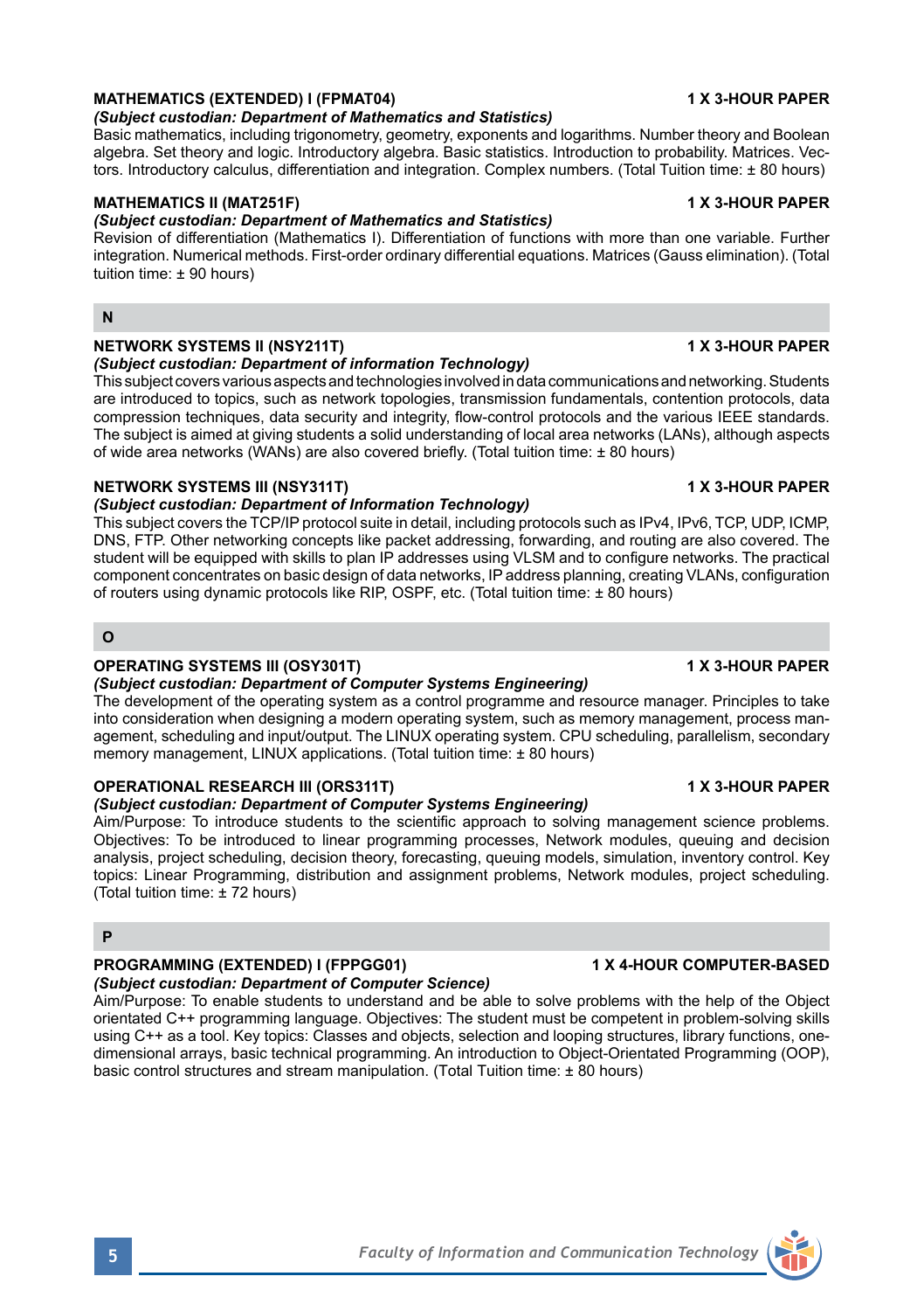### MATHEMATICS (EXTENDED) I (FPMAT04) — 1 X 3-HOUR PAPER

*(Subject custodian: Department of Mathematics and Statistics)*

Basic mathematics, including trigonometry, geometry, exponents and logarithms. Number theory and Boolean algebra. Set theory and logic. Introductory algebra. Basic statistics. Introduction to probability. Matrices. Vectors. Introductory calculus, differentiation and integration. Complex numbers. (Total Tuition time: ± 80 hours)

### MATHEMATICS II (MAT251F) — 1 X 3-HOUR PAPER

*(Subject custodian: Department of Mathematics and Statistics)*

Revision of differentiation (Mathematics I). Differentiation of functions with more than one variable. Further integration. Numerical methods. First-order ordinary differential equations. Matrices (Gauss elimination). (Total tuition time: ± 90 hours)

## N

### NETWORK SYSTEMS II (NSY211T) — 1 X 3-HOUR PAPER

*(Subject custodian: Department of information Technology)*

This subject covers various aspects and technologies involved in data communications and networking. Students are introduced to topics, such as network topologies, transmission fundamentals, contention protocols, data compression techniques, data security and integrity, flow-control protocols and the various IEEE standards. The subject is aimed at giving students a solid understanding of local area networks (LANs), although aspects of wide area networks (WANs) are also covered briefly. (Total tuition time: ± 80 hours)

### NETWORK SYSTEMS III (NSY311T) — 1 X 3-HOUR PAPER

*(Subject custodian: Department of Information Technology)*

This subject covers the TCP/IP protocol suite in detail, including protocols such as IPv4, IPv6, TCP, UDP, ICMP, DNS, FTP. Other networking concepts like packet addressing, forwarding, and routing are also covered. The student will be equipped with skills to plan IP addresses using VLSM and to configure networks. The practical component concentrates on basic design of data networks, IP address planning, creating VLANs, configuration of routers using dynamic protocols like RIP, OSPF, etc. (Total tuition time: ± 80 hours)

## O

### OPERATING SYSTEMS III (OSY301T) — 1 X 3-HOUR PAPER

*(Subject custodian: Department of Computer Systems Engineering)*

The development of the operating system as a control programme and resource manager. Principles to take into consideration when designing a modern operating system, such as memory management, process management, scheduling and input/output. The LINUX operating system. CPU scheduling, parallelism, secondary memory management, LINUX applications. (Total tuition time: ± 80 hours)

### OPERATIONAL RESEARCH III (ORS311T) — 1 X 3-HOUR PAPER

*(Subject custodian: Department of Computer Systems Engineering)*

Aim/Purpose: To introduce students to the scientific approach to solving management science problems. Objectives: To be introduced to linear programming processes, Network modules, queuing and decision analysis, project scheduling, decision theory, forecasting, queuing models, simulation, inventory control. Key topics: Linear Programming, distribution and assignment problems, Network modules, project scheduling. (Total tuition time: ± 72 hours)

## P

### PROGRAMMING (EXTENDED) I (FPPGG01) — 1 X 4-HOUR COMPUTER-BASED

*(Subject custodian: Department of Computer Science)*

Aim/Purpose: To enable students to understand and be able to solve problems with the help of the Object orientated C++ programming language. Objectives: The student must be competent in problem-solving skills using C++ as a tool. Key topics: Classes and objects, selection and looping structures, library functions, one-dimensional arrays, basic technical programming. An introduction to Object-Orientated Programming (OOP), basic control structures and stream manipulation. (Total Tuition time: ± 80 hours)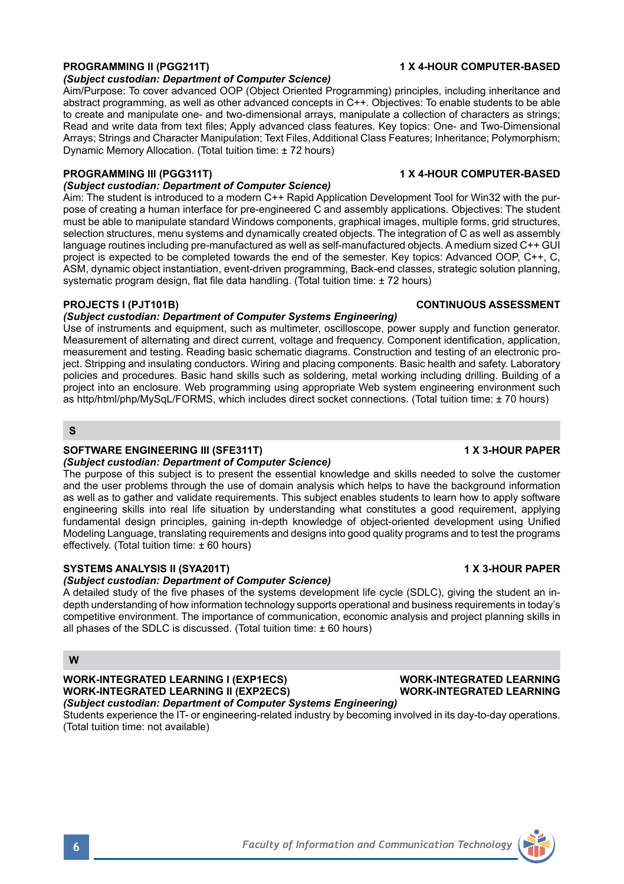**PROGRAMMING II (PGG211T)** **1 X 4-HOUR COMPUTER-BASED**

***(Subject custodian: Department of Computer Science)***

Aim/Purpose: To cover advanced OOP (Object Oriented Programming) principles, including inheritance and abstract programming, as well as other advanced concepts in C++. Objectives: To enable students to be able to create and manipulate one- and two-dimensional arrays, manipulate a collection of characters as strings; Read and write data from text files; Apply advanced class features. Key topics: One- and Two-Dimensional Arrays; Strings and Character Manipulation; Text Files, Additional Class Features; Inheritance; Polymorphism; Dynamic Memory Allocation. (Total tuition time: ± 72 hours)

**PROGRAMMING III (PGG311T)** **1 X 4-HOUR COMPUTER-BASED**

***(Subject custodian: Department of Computer Science)***

Aim: The student is introduced to a modern C++ Rapid Application Development Tool for Win32 with the purpose of creating a human interface for pre-engineered C and assembly applications. Objectives: The student must be able to manipulate standard Windows components, graphical images, multiple forms, grid structures, selection structures, menu systems and dynamically created objects. The integration of C as well as assembly language routines including pre-manufactured as well as self-manufactured objects. A medium sized C++ GUI project is expected to be completed towards the end of the semester. Key topics: Advanced OOP, C++, C, ASM, dynamic object instantiation, event-driven programming, Back-end classes, strategic solution planning, systematic program design, flat file data handling. (Total tuition time: ± 72 hours)

**PROJECTS I (PJT101B)** **CONTINUOUS ASSESSMENT**

***(Subject custodian: Department of Computer Systems Engineering)***

Use of instruments and equipment, such as multimeter, oscilloscope, power supply and function generator. Measurement of alternating and direct current, voltage and frequency. Component identification, application, measurement and testing. Reading basic schematic diagrams. Construction and testing of an electronic project. Stripping and insulating conductors. Wiring and placing components. Basic health and safety. Laboratory policies and procedures. Basic hand skills such as soldering, metal working including drilling. Building of a project into an enclosure. Web programming using appropriate Web system engineering environment such as http/html/php/MySqL/FORMS, which includes direct socket connections. (Total tuition time: ± 70 hours)

## S

**SOFTWARE ENGINEERING III (SFE311T)** **1 X 3-HOUR PAPER**

***(Subject custodian: Department of Computer Science)***

The purpose of this subject is to present the essential knowledge and skills needed to solve the customer and the user problems through the use of domain analysis which helps to have the background information as well as to gather and validate requirements. This subject enables students to learn how to apply software engineering skills into real life situation by understanding what constitutes a good requirement, applying fundamental design principles, gaining in-depth knowledge of object-oriented development using Unified Modeling Language, translating requirements and designs into good quality programs and to test the programs effectively. (Total tuition time: ± 60 hours)

**SYSTEMS ANALYSIS II (SYA201T)** **1 X 3-HOUR PAPER**

***(Subject custodian: Department of Computer Science)***

A detailed study of the five phases of the systems development life cycle (SDLC), giving the student an in-depth understanding of how information technology supports operational and business requirements in today's competitive environment. The importance of communication, economic analysis and project planning skills in all phases of the SDLC is discussed. (Total tuition time: ± 60 hours)

## W

**WORK-INTEGRATED LEARNING I (EXP1ECS)** **WORK-INTEGRATED LEARNING**

**WORK-INTEGRATED LEARNING II (EXP2ECS)** **WORK-INTEGRATED LEARNING**

***(Subject custodian: Department of Computer Systems Engineering)***

Students experience the IT- or engineering-related industry by becoming involved in its day-to-day operations. (Total tuition time: not available)